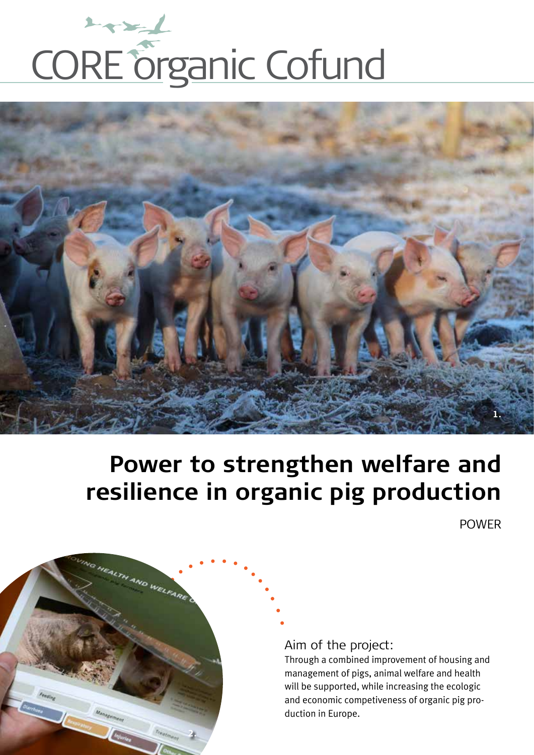CORE organic Cofund

# Power to strengthen welfare and resilience in organic pig production

POWER

## Aim of the project:

Through a combined improvement of housing and management of pigs, animal welfare and health will be supported, while increasing the ecologic and economic competiveness of organic pig production in Europe.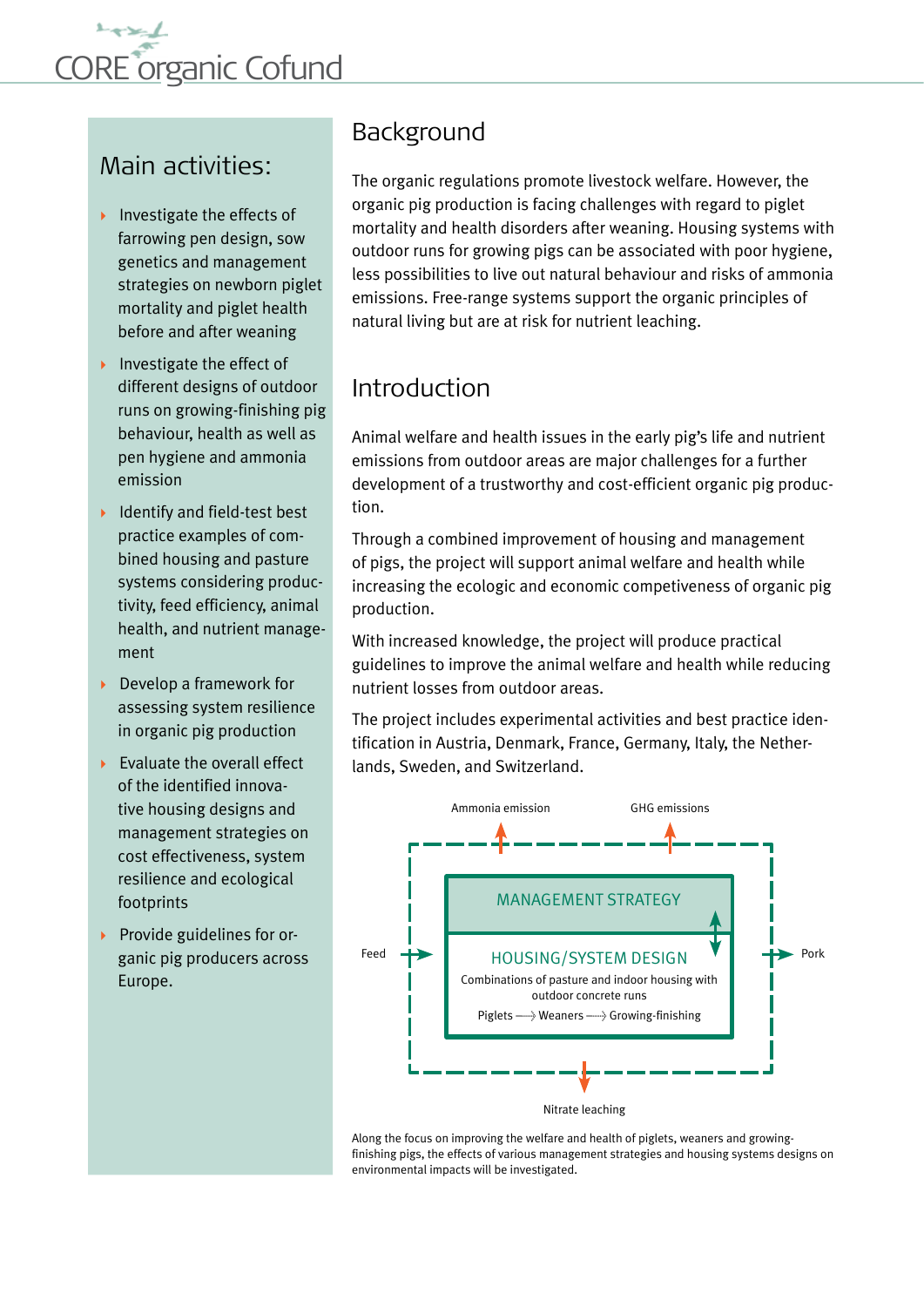## Main activities:

- Investigate the effects of farrowing pen design, sow genetics and management strategies on newborn piglet mortality and piglet health before and after weaning
- Investigate the effect of different designs of outdoor runs on growing-finishing pig behaviour, health as well as pen hygiene and ammonia emission
- Identify and field-test best practice examples of combined housing and pasture systems considering productivity, feed efficiency, animal health, and nutrient management
- Develop a framework for assessing system resilience in organic pig production
- Evaluate the overall effect of the identified innovative housing designs and management strategies on cost effectiveness, system resilience and ecological footprints
- Provide guidelines for organic pig producers across Europe.

## Background

The organic regulations promote livestock welfare. However, the organic pig production is facing challenges with regard to piglet mortality and health disorders after weaning. Housing systems with outdoor runs for growing pigs can be associated with poor hygiene, less possibilities to live out natural behaviour and risks of ammonia emissions. Free-range systems support the organic principles of natural living but are at risk for nutrient leaching.

## Introduction

Animal welfare and health issues in the early pig's life and nutrient emissions from outdoor areas are major challenges for a further development of a trustworthy and cost-efficient organic pig production.

Through a combined improvement of housing and management of pigs, the project will support animal welfare and health while increasing the ecologic and economic competiveness of organic pig production.

With increased knowledge, the project will produce practical guidelines to improve the animal welfare and health while reducing nutrient losses from outdoor areas.

The project includes experimental activities and best practice identification in Austria, Denmark, France, Germany, Italy, the Netherlands, Sweden, and Switzerland.

Ammonia emission — GHG emissions

Feed → MANAGEMENT STRATEGY ↕ HOUSING/SYSTEM DESIGN → Pork

Combinations of pasture and indoor housing with outdoor concrete runs

Piglets → Weaners → Growing-finishing

Nitrate leaching

Along the focus on improving the welfare and health of piglets, weaners and growing-finishing pigs, the effects of various management strategies and housing systems designs on environmental impacts will be investigated.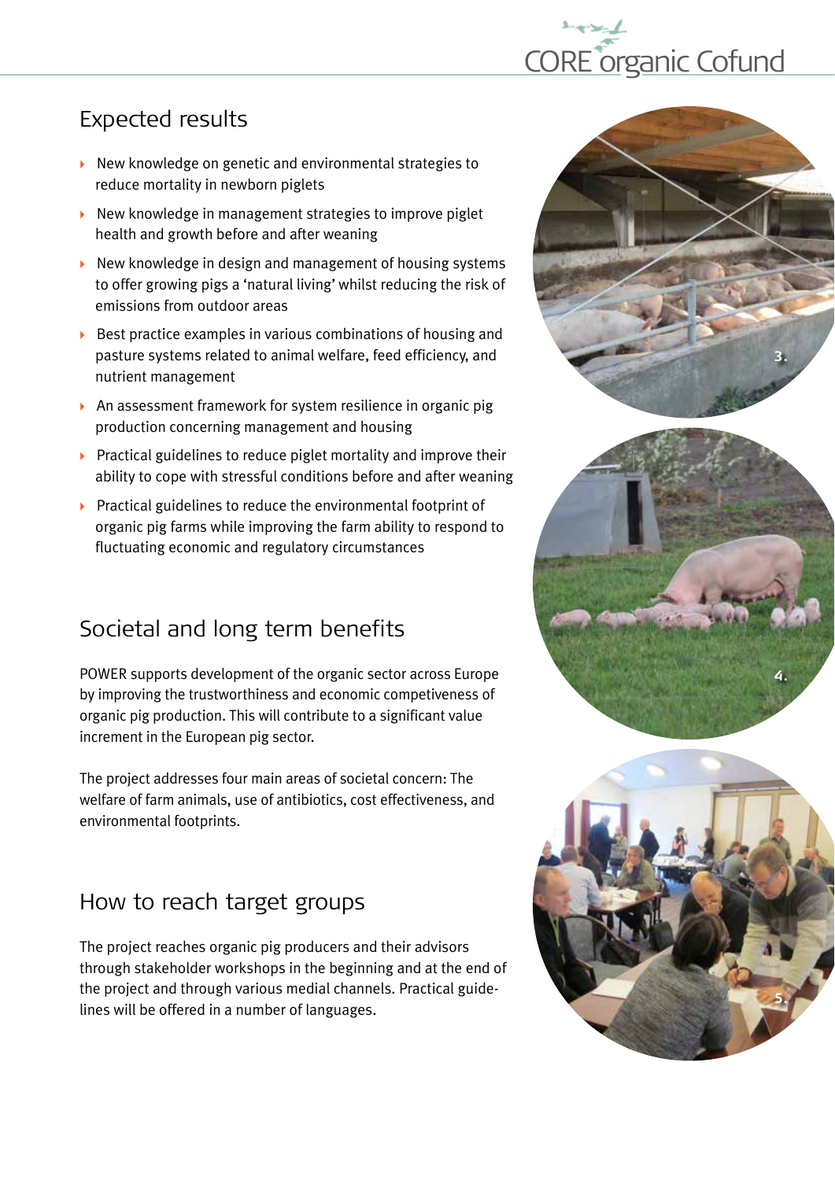## Expected results

- New knowledge on genetic and environmental strategies to reduce mortality in newborn piglets
- New knowledge in management strategies to improve piglet health and growth before and after weaning
- New knowledge in design and management of housing systems to offer growing pigs a 'natural living' whilst reducing the risk of emissions from outdoor areas
- Best practice examples in various combinations of housing and pasture systems related to animal welfare, feed efficiency, and nutrient management
- An assessment framework for system resilience in organic pig production concerning management and housing
- Practical guidelines to reduce piglet mortality and improve their ability to cope with stressful conditions before and after weaning
- Practical guidelines to reduce the environmental footprint of organic pig farms while improving the farm ability to respond to fluctuating economic and regulatory circumstances

## Societal and long term benefits

POWER supports development of the organic sector across Europe by improving the trustworthiness and economic competiveness of organic pig production. This will contribute to a significant value increment in the European pig sector.

The project addresses four main areas of societal concern: The welfare of farm animals, use of antibiotics, cost effectiveness, and environmental footprints.

## How to reach target groups

The project reaches organic pig producers and their advisors through stakeholder workshops in the beginning and at the end of the project and through various medial channels. Practical guidelines will be offered in a number of languages.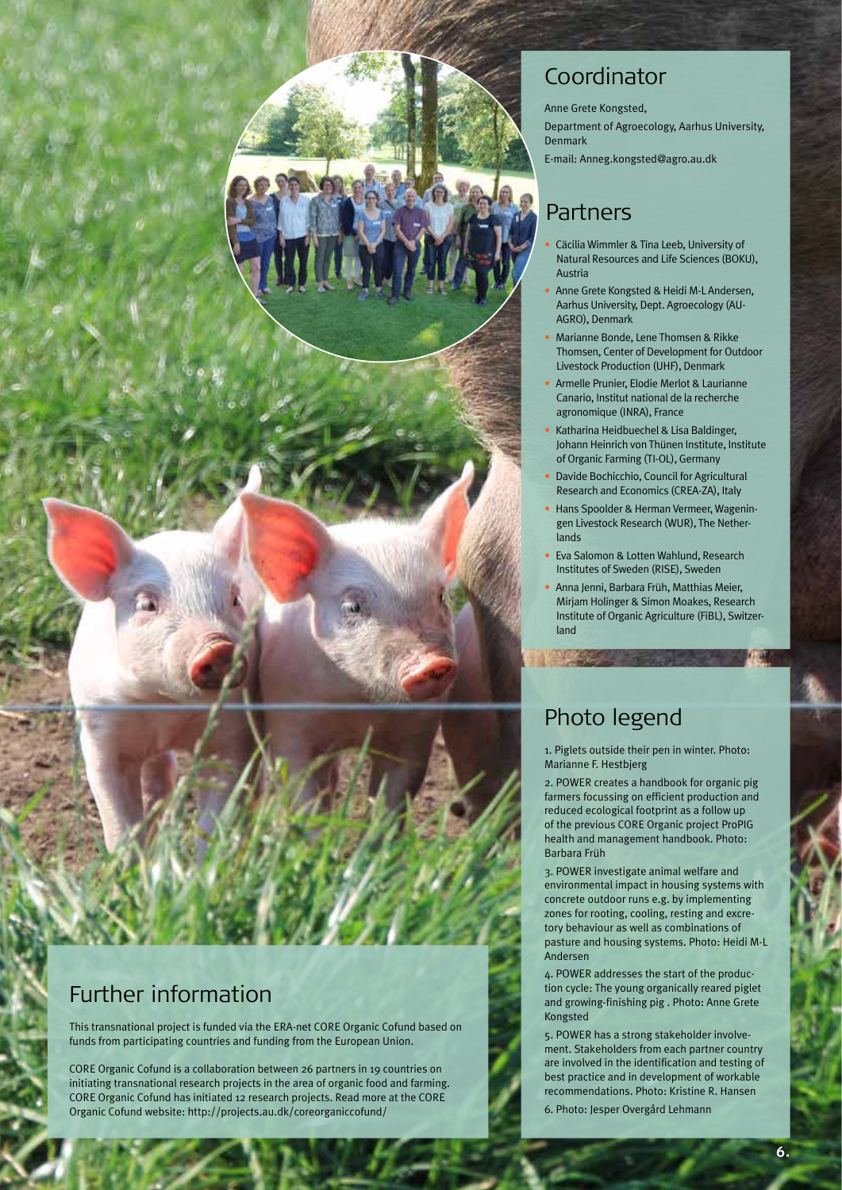## Coordinator

Anne Grete Kongsted,

Department of Agroecology, Aarhus University, Denmark

E-mail: Anneg.kongsted@agro.au.dk

## Partners

- Cäcilia Wimmler & Tina Leeb, University of Natural Resources and Life Sciences (BOKU), Austria
- Anne Grete Kongsted & Heidi M-L Andersen, Aarhus University, Dept. Agroecology (AU-AGRO), Denmark
- Marianne Bonde, Lene Thomsen & Rikke Thomsen, Center of Development for Outdoor Livestock Production (UHF), Denmark
- Armelle Prunier, Elodie Merlot & Laurianne Canario, Institut national de la recherche agronomique (INRA), France
- Katharina Heidbuechel & Lisa Baldinger, Johann Heinrich von Thünen Institute, Institute of Organic Farming (TI-OL), Germany
- Davide Bochicchio, Council for Agricultural Research and Economics (CREA-ZA), Italy
- Hans Spoolder & Herman Vermeer, Wageningen Livestock Research (WUR), The Netherlands
- Eva Salomon & Lotten Wahlund, Research Institutes of Sweden (RISE), Sweden
- Anna Jenni, Barbara Früh, Matthias Meier, Mirjam Holinger & Simon Moakes, Research Institute of Organic Agriculture (FiBL), Switzerland

## Photo legend

1. Piglets outside their pen in winter. Photo: Marianne F. Hestbjerg

2. POWER creates a handbook for organic pig farmers focussing on efficient production and reduced ecological footprint as a follow up of the previous CORE Organic project ProPIG health and management handbook. Photo: Barbara Früh

3. POWER investigate animal welfare and environmental impact in housing systems with concrete outdoor runs e.g. by implementing zones for rooting, cooling, resting and excretory behaviour as well as combinations of pasture and housing systems. Photo: Heidi M-L Andersen

4. POWER addresses the start of the production cycle: The young organically reared piglet and growing-finishing pig . Photo: Anne Grete Kongsted

5. POWER has a strong stakeholder involvement. Stakeholders from each partner country are involved in the identification and testing of best practice and in development of workable recommendations. Photo: Kristine R. Hansen

6. Photo: Jesper Overgård Lehmann

## Further information

This transnational project is funded via the ERA-net CORE Organic Cofund based on funds from participating countries and funding from the European Union.

CORE Organic Cofund is a collaboration between 26 partners in 19 countries on initiating transnational research projects in the area of organic food and farming. CORE Organic Cofund has initiated 12 research projects. Read more at the CORE Organic Cofund website: http://projects.au.dk/coreorganiccofund/